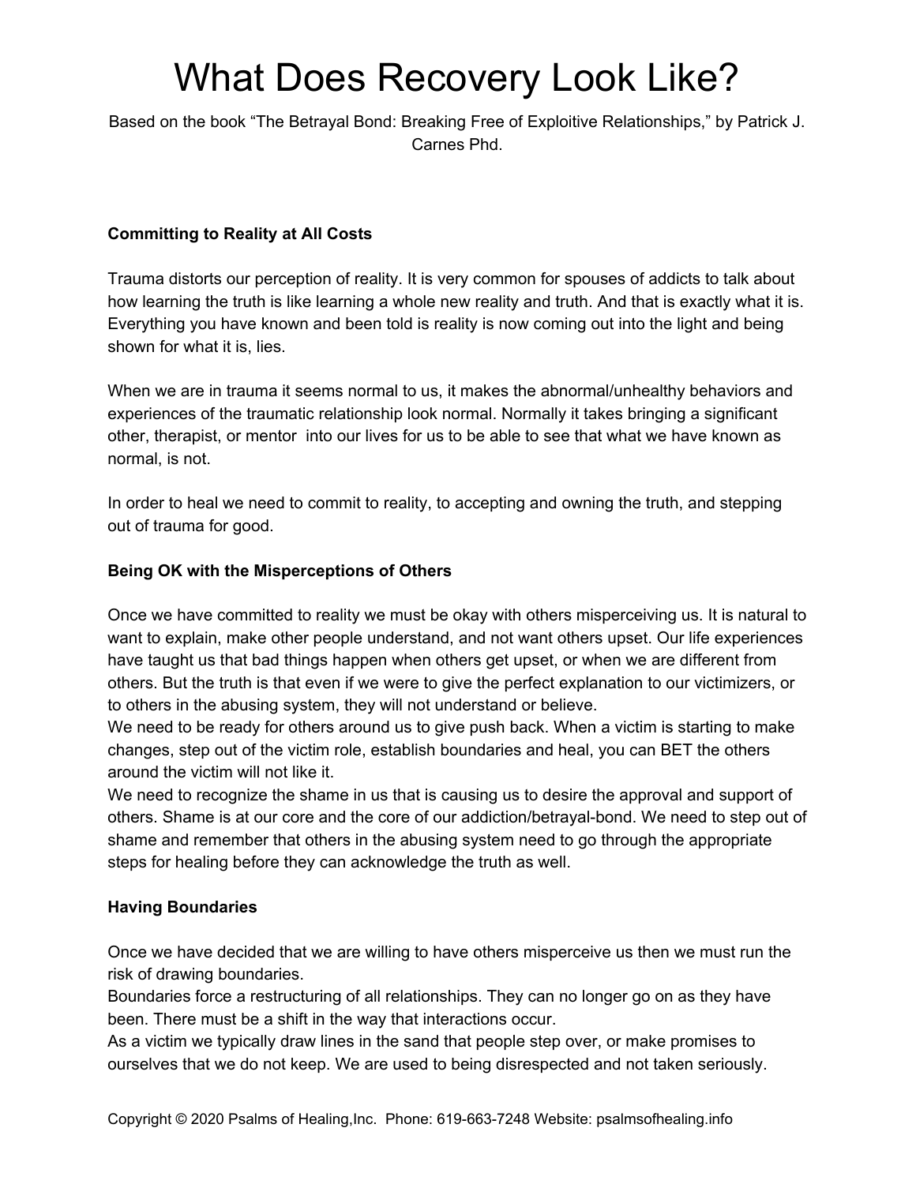# What Does Recovery Look Like?

Based on the book "The Betrayal Bond: Breaking Free of Exploitive Relationships," by Patrick J. Carnes Phd.

**Committing to Reality at All Costs**

Trauma distorts our perception of reality. It is very common for spouses of addicts to talk about how learning the truth is like learning a whole new reality and truth. And that is exactly what it is. Everything you have known and been told is reality is now coming out into the light and being shown for what it is, lies.

When we are in trauma it seems normal to us, it makes the abnormal/unhealthy behaviors and experiences of the traumatic relationship look normal. Normally it takes bringing a significant other, therapist, or mentor into our lives for us to be able to see that what we have known as normal, is not.

In order to heal we need to commit to reality, to accepting and owning the truth, and stepping out of trauma for good.

**Being OK with the Misperceptions of Others**

Once we have committed to reality we must be okay with others misperceiving us. It is natural to want to explain, make other people understand, and not want others upset. Our life experiences have taught us that bad things happen when others get upset, or when we are different from others. But the truth is that even if we were to give the perfect explanation to our victimizers, or to others in the abusing system, they will not understand or believe.

We need to be ready for others around us to give push back. When a victim is starting to make changes, step out of the victim role, establish boundaries and heal, you can BET the others around the victim will not like it.

We need to recognize the shame in us that is causing us to desire the approval and support of others. Shame is at our core and the core of our addiction/betrayal-bond. We need to step out of shame and remember that others in the abusing system need to go through the appropriate steps for healing before they can acknowledge the truth as well.

**Having Boundaries**

Once we have decided that we are willing to have others misperceive us then we must run the risk of drawing boundaries.

Boundaries force a restructuring of all relationships. They can no longer go on as they have been. There must be a shift in the way that interactions occur.

As a victim we typically draw lines in the sand that people step over, or make promises to ourselves that we do not keep. We are used to being disrespected and not taken seriously.

Copyright © 2020 Psalms of Healing,Inc. Phone: 619-663-7248 Website: psalmsofhealing.info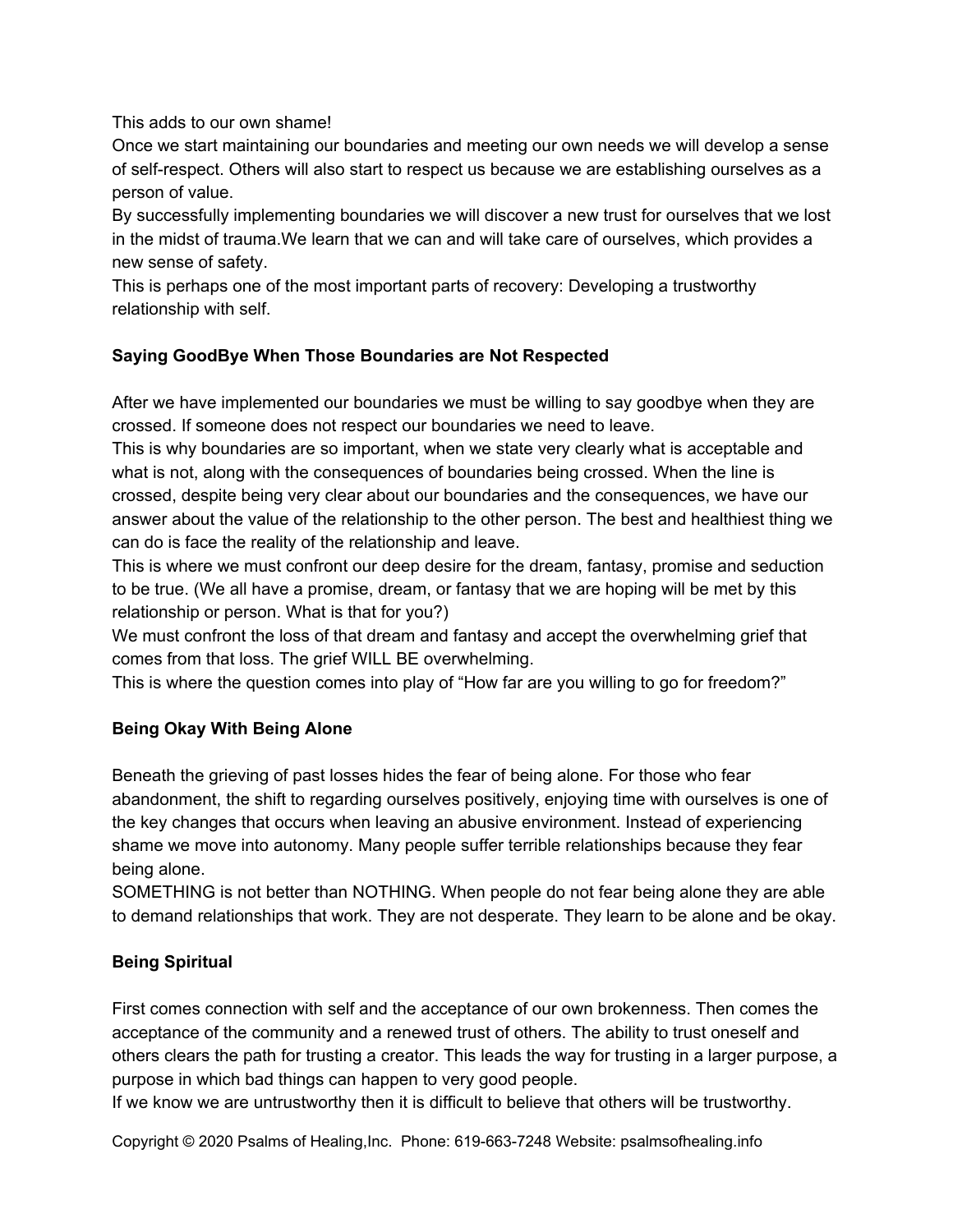This adds to our own shame!

Once we start maintaining our boundaries and meeting our own needs we will develop a sense of self-respect. Others will also start to respect us because we are establishing ourselves as a person of value.

By successfully implementing boundaries we will discover a new trust for ourselves that we lost in the midst of trauma.We learn that we can and will take care of ourselves, which provides a new sense of safety.

This is perhaps one of the most important parts of recovery: Developing a trustworthy relationship with self.

**Saying GoodBye When Those Boundaries are Not Respected**

After we have implemented our boundaries we must be willing to say goodbye when they are crossed. If someone does not respect our boundaries we need to leave.

This is why boundaries are so important, when we state very clearly what is acceptable and what is not, along with the consequences of boundaries being crossed. When the line is crossed, despite being very clear about our boundaries and the consequences, we have our answer about the value of the relationship to the other person. The best and healthiest thing we can do is face the reality of the relationship and leave.

This is where we must confront our deep desire for the dream, fantasy, promise and seduction to be true. (We all have a promise, dream, or fantasy that we are hoping will be met by this relationship or person. What is that for you?)

We must confront the loss of that dream and fantasy and accept the overwhelming grief that comes from that loss. The grief WILL BE overwhelming.

This is where the question comes into play of "How far are you willing to go for freedom?"

**Being Okay With Being Alone**

Beneath the grieving of past losses hides the fear of being alone. For those who fear abandonment, the shift to regarding ourselves positively, enjoying time with ourselves is one of the key changes that occurs when leaving an abusive environment. Instead of experiencing shame we move into autonomy. Many people suffer terrible relationships because they fear being alone.

SOMETHING is not better than NOTHING. When people do not fear being alone they are able to demand relationships that work. They are not desperate. They learn to be alone and be okay.

**Being Spiritual**

First comes connection with self and the acceptance of our own brokenness. Then comes the acceptance of the community and a renewed trust of others. The ability to trust oneself and others clears the path for trusting a creator. This leads the way for trusting in a larger purpose, a purpose in which bad things can happen to very good people.

If we know we are untrustworthy then it is difficult to believe that others will be trustworthy.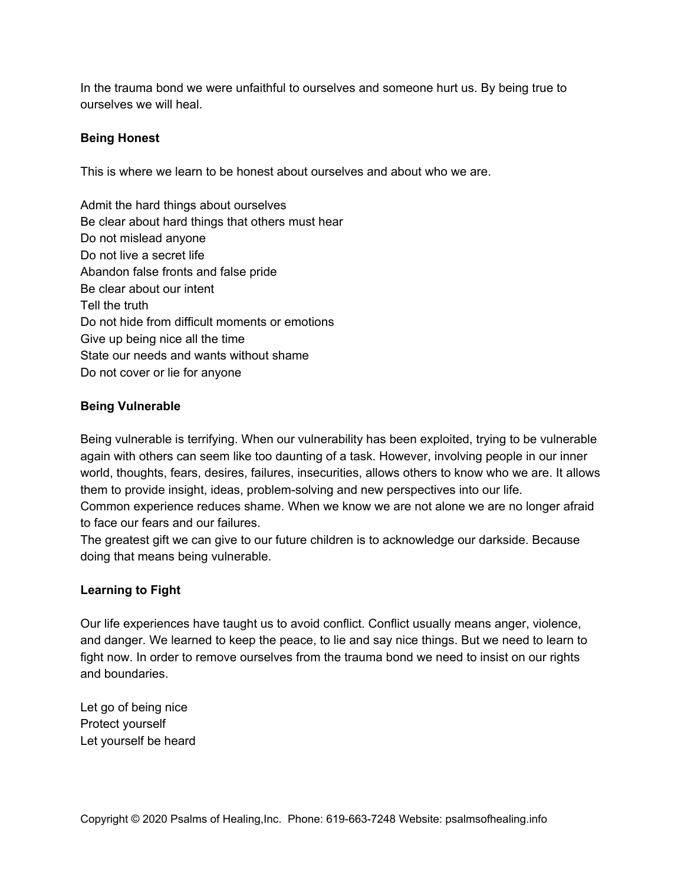In the trauma bond we were unfaithful to ourselves and someone hurt us. By being true to ourselves we will heal.

**Being Honest**

This is where we learn to be honest about ourselves and about who we are.

Admit the hard things about ourselves
Be clear about hard things that others must hear
Do not mislead anyone
Do not live a secret life
Abandon false fronts and false pride
Be clear about our intent
Tell the truth
Do not hide from difficult moments or emotions
Give up being nice all the time
State our needs and wants without shame
Do not cover or lie for anyone

**Being Vulnerable**

Being vulnerable is terrifying. When our vulnerability has been exploited, trying to be vulnerable again with others can seem like too daunting of a task. However, involving people in our inner world, thoughts, fears, desires, failures, insecurities, allows others to know who we are. It allows them to provide insight, ideas, problem-solving and new perspectives into our life.
Common experience reduces shame. When we know we are not alone we are no longer afraid to face our fears and our failures.
The greatest gift we can give to our future children is to acknowledge our darkside. Because doing that means being vulnerable.

**Learning to Fight**

Our life experiences have taught us to avoid conflict. Conflict usually means anger, violence, and danger. We learned to keep the peace, to lie and say nice things. But we need to learn to fight now. In order to remove ourselves from the trauma bond we need to insist on our rights and boundaries.

Let go of being nice
Protect yourself
Let yourself be heard

Copyright © 2020 Psalms of Healing,Inc. Phone: 619-663-7248 Website: psalmsofhealing.info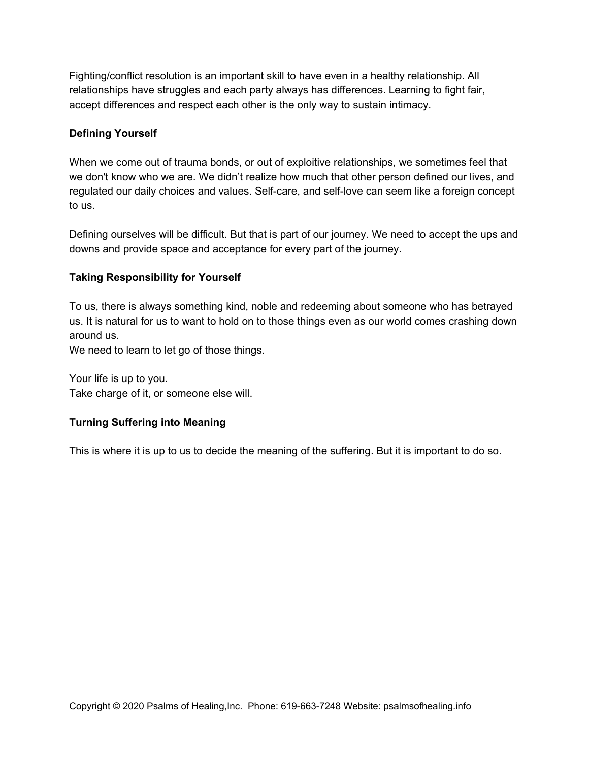Fighting/conflict resolution is an important skill to have even in a healthy relationship. All relationships have struggles and each party always has differences. Learning to fight fair, accept differences and respect each other is the only way to sustain intimacy.

**Defining Yourself**

When we come out of trauma bonds, or out of exploitive relationships, we sometimes feel that we don't know who we are. We didn't realize how much that other person defined our lives, and regulated our daily choices and values. Self-care, and self-love can seem like a foreign concept to us.

Defining ourselves will be difficult. But that is part of our journey. We need to accept the ups and downs and provide space and acceptance for every part of the journey.

**Taking Responsibility for Yourself**

To us, there is always something kind, noble and redeeming about someone who has betrayed us. It is natural for us to want to hold on to those things even as our world comes crashing down around us.
We need to learn to let go of those things.

Your life is up to you.
Take charge of it, or someone else will.

**Turning Suffering into Meaning**

This is where it is up to us to decide the meaning of the suffering. But it is important to do so.